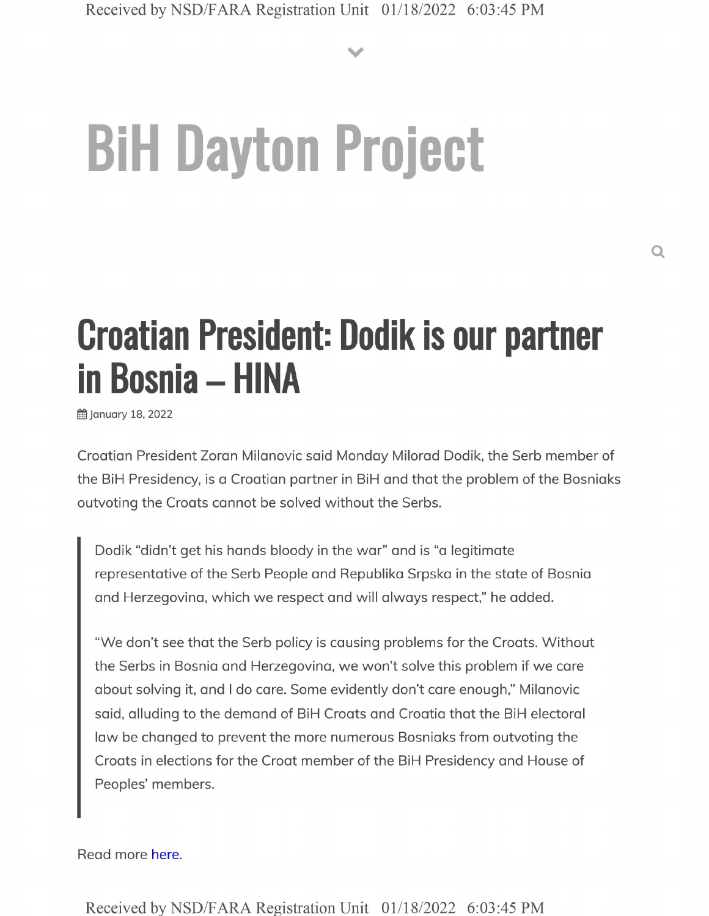# BiH Dayton Project

## Croatian President: Dodik is our partner in Bosnia – HINA

January 18, 2022

Croatian President Zoran Milanovic said Monday Milorad Dodik, the Serb member of the BiH Presidency, is a Croatian partner in BiH and that the problem of the Bosniaks outvoting the Croats cannot be solved without the Serbs.

> Dodik "didn't get his hands bloody in the war" and is "a legitimate representative of the Serb People and Republika Srpska in the state of Bosnia and Herzegovina, which we respect and will always respect," he added.
>
> "We don't see that the Serb policy is causing problems for the Croats. Without the Serbs in Bosnia and Herzegovina, we won't solve this problem if we care about solving it, and I do care. Some evidently don't care enough," Milanovic said, alluding to the demand of BiH Croats and Croatia that the BiH electoral law be changed to prevent the more numerous Bosniaks from outvoting the Croats in elections for the Croat member of the BiH Presidency and House of Peoples' members.

Read more here.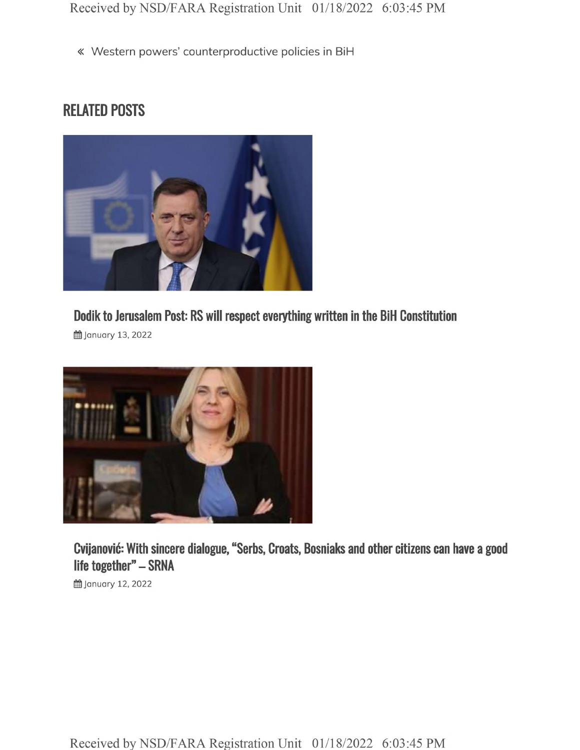« Western powers' counterproductive policies in BiH

## RELATED POSTS

### Dodik to Jerusalem Post: RS will respect everything written in the BiH Constitution

January 13, 2022

### Cvijanović: With sincere dialogue, "Serbs, Croats, Bosniaks and other citizens can have a good life together" – SRNA

January 12, 2022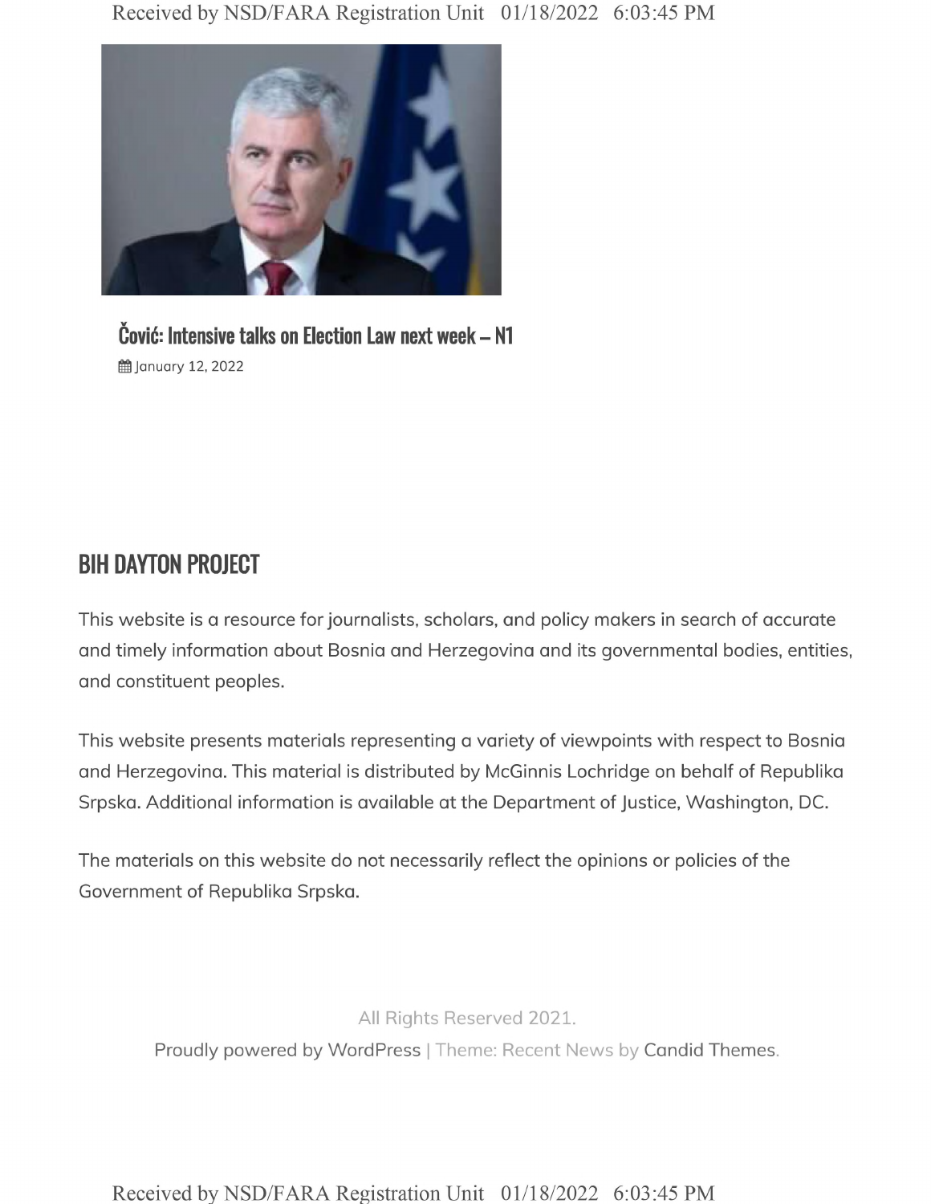**Čović: Intensive talks on Election Law next week – N1**

January 12, 2022

## BIH DAYTON PROJECT

This website is a resource for journalists, scholars, and policy makers in search of accurate and timely information about Bosnia and Herzegovina and its governmental bodies, entities, and constituent peoples.

This website presents materials representing a variety of viewpoints with respect to Bosnia and Herzegovina. This material is distributed by McGinnis Lochridge on behalf of Republika Srpska. Additional information is available at the Department of Justice, Washington, DC.

The materials on this website do not necessarily reflect the opinions or policies of the Government of Republika Srpska.

All Rights Reserved 2021.

Proudly powered by WordPress | Theme: Recent News by Candid Themes.